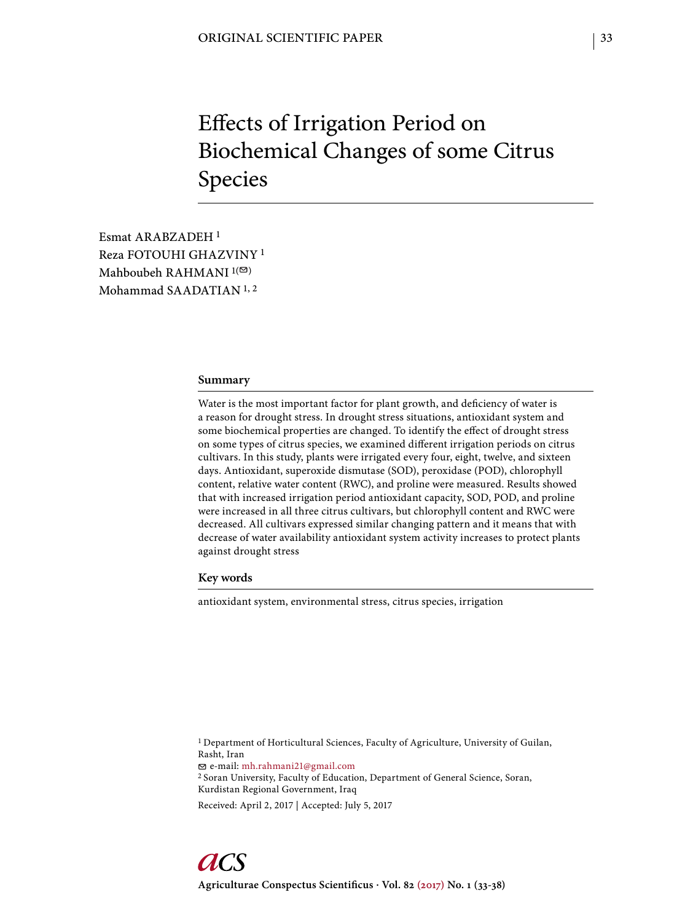ORIGINAL SCIENTIFIC PAPER

# Effects of Irrigation Period on Biochemical Changes of some Citrus Species

Esmat ARABZADEH [1]
Reza FOTOUHI GHAZVINY [1]
Mahboubeh RAHMANI [1(✉)]
Mohammad SAADATIAN [1, 2]

## Summary

Water is the most important factor for plant growth, and deficiency of water is a reason for drought stress. In drought stress situations, antioxidant system and some biochemical properties are changed. To identify the effect of drought stress on some types of citrus species, we examined different irrigation periods on citrus cultivars. In this study, plants were irrigated every four, eight, twelve, and sixteen days. Antioxidant, superoxide dismutase (SOD), peroxidase (POD), chlorophyll content, relative water content (RWC), and proline were measured. Results showed that with increased irrigation period antioxidant capacity, SOD, POD, and proline were increased in all three citrus cultivars, but chlorophyll content and RWC were decreased. All cultivars expressed similar changing pattern and it means that with decrease of water availability antioxidant system activity increases to protect plants against drought stress

## Key words

antioxidant system, environmental stress, citrus species, irrigation

[1] Department of Horticultural Sciences, Faculty of Agriculture, University of Guilan, Rasht, Iran
✉ e-mail: mh.rahmani21@gmail.com
[2] Soran University, Faculty of Education, Department of General Science, Soran, Kurdistan Regional Government, Iraq

Received: April 2, 2017 | Accepted: July 5, 2017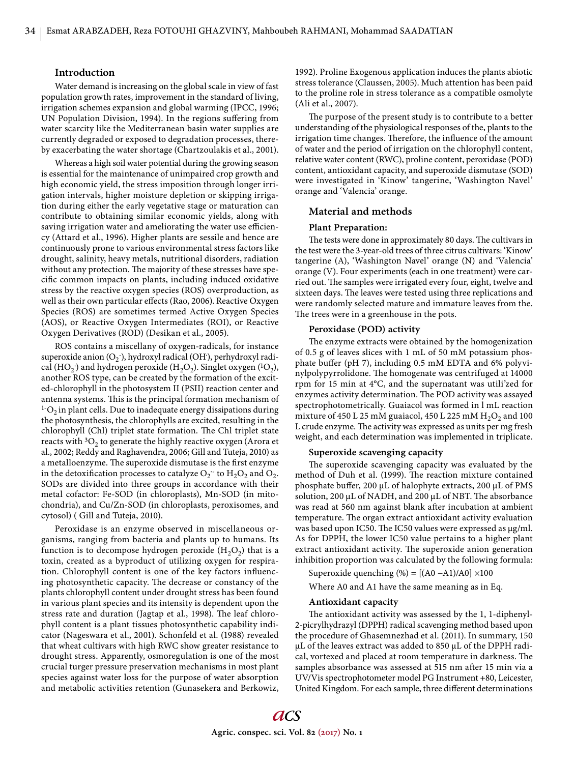## Introduction

Water demand is increasing on the global scale in view of fast population growth rates, improvement in the standard of living, irrigation schemes expansion and global warming (IPCC, 1996; UN Population Division, 1994). In the regions suffering from water scarcity like the Mediterranean basin water supplies are currently degraded or exposed to degradation processes, thereby exacerbating the water shortage (Chartzoulakis et al., 2001).

Whereas a high soil water potential during the growing season is essential for the maintenance of unimpaired crop growth and high economic yield, the stress imposition through longer irrigation intervals, higher moisture depletion or skipping irrigation during either the early vegetative stage or maturation can contribute to obtaining similar economic yields, along with saving irrigation water and ameliorating the water use efficiency (Attard et al., 1996). Higher plants are sessile and hence are continuously prone to various environmental stress factors like drought, salinity, heavy metals, nutritional disorders, radiation without any protection. The majority of these stresses have specific common impacts on plants, including induced oxidative stress by the reactive oxygen species (ROS) overproduction, as well as their own particular effects (Rao, 2006). Reactive Oxygen Species (ROS) are sometimes termed Active Oxygen Species (AOS), or Reactive Oxygen Intermediates (ROI), or Reactive Oxygen Derivatives (ROD) (Desikan et al., 2005).

ROS contains a miscellany of oxygen-radicals, for instance superoxide anion ($O_2^-$), hydroxyl radical ($OH^·$), perhydroxyl radical ($HO_2^·$) and hydrogen peroxide ($H_2O_2$). Singlet oxygen ($^1O_2$), another ROS type, can be created by the formation of the excited-chlorophyll in the photosystem II (PSII) reaction center and antenna systems. This is the principal formation mechanism of $^{1-}O_2$ in plant cells. Due to inadequate energy dissipations during the photosynthesis, the chlorophylls are excited, resulting in the chlorophyll (Chl) triplet state formation. The Chl triplet state reacts with $^3O_2$ to generate the highly reactive oxygen (Arora et al., 2002; Reddy and Raghavendra, 2006; Gill and Tuteja, 2010) as a metalloenzyme. The superoxide dismutase is the first enzyme in the detoxification processes to catalyze $O_2^{·-}$ to $H_2O_2$ and $O_2$. SODs are divided into three groups in accordance with their metal cofactor: Fe-SOD (in chloroplasts), Mn-SOD (in mitochondria), and Cu/Zn-SOD (in chloroplasts, peroxisomes, and cytosol) ( Gill and Tuteja, 2010).

Peroxidase is an enzyme observed in miscellaneous organisms, ranging from bacteria and plants up to humans. Its function is to decompose hydrogen peroxide ($H_2O_2$) that is a toxin, created as a byproduct of utilizing oxygen for respiration. Chlorophyll content is one of the key factors influencing photosynthetic capacity. The decrease or constancy of the plants chlorophyll content under drought stress has been found in various plant species and its intensity is dependent upon the stress rate and duration (Jagtap et al., 1998). The leaf chlorophyll content is a plant tissues photosynthetic capability indicator (Nageswara et al., 2001). Schonfeld et al. (1988) revealed that wheat cultivars with high RWC show greater resistance to drought stress. Apparently, osmoregulation is one of the most crucial turger pressure preservation mechanisms in most plant species against water loss for the purpose of water absorption and metabolic activities retention (Gunasekera and Berkowiz, 1992). Proline Exogenous application induces the plants abiotic stress tolerance (Claussen, 2005). Much attention has been paid to the proline role in stress tolerance as a compatible osmolyte (Ali et al., 2007).

The purpose of the present study is to contribute to a better understanding of the physiological responses of the, plants to the irrigation time changes. Therefore, the influence of the amount of water and the period of irrigation on the chlorophyll content, relative water content (RWC), proline content, peroxidase (POD) content, antioxidant capacity, and superoxide dismutase (SOD) were investigated in 'Kinow' tangerine, 'Washington Navel' orange and 'Valencia' orange.

## Material and methods

### Plant Preparation:

The tests were done in approximately 80 days. The cultivars in the test were the 3-year-old trees of three citrus cultivars: 'Kinow' tangerine (A), 'Washington Navel' orange (N) and 'Valencia' orange (V). Four experiments (each in one treatment) were carried out. The samples were irrigated every four, eight, twelve and sixteen days. The leaves were tested using three replications and were randomly selected mature and immature leaves from the. The trees were in a greenhouse in the pots.

### Peroxidase (POD) activity

The enzyme extracts were obtained by the homogenization of 0.5 g of leaves slices with 1 mL of 50 mM potassium phosphate buffer (pH 7), including 0.5 mM EDTA and 6% polyvinylpolypyrrolidone. The homogenate was centrifuged at 14000 rpm for 15 min at 4°C, and the supernatant was utili'zed for enzymes activity determination. The POD activity was assayed spectrophotometrically. Guaiacol was formed in l mL reaction mixture of 450 L 25 mM guaiacol, 450 L 225 mM $H_2O_2$ and 100 L crude enzyme. The activity was expressed as units per mg fresh weight, and each determination was implemented in triplicate.

### Superoxide scavenging capacity

The superoxide scavenging capacity was evaluated by the method of Duh et al. (1999). The reaction mixture contained phosphate buffer, 200 µL of halophyte extracts, 200 µL of PMS solution, 200 µL of NADH, and 200 µL of NBT. The absorbance was read at 560 nm against blank after incubation at ambient temperature. The organ extract antioxidant activity evaluation was based upon IC50. The IC50 values were expressed as µg/ml. As for DPPH, the lower IC50 value pertains to a higher plant extract antioxidant activity. The superoxide anion generation inhibition proportion was calculated by the following formula:

Superoxide quenching (%) = $[(A0 - A1)/A0] \times 100$

Where A0 and A1 have the same meaning as in Eq.

### Antioxidant capacity

The antioxidant activity was assessed by the 1, 1-diphenyl-2-picrylhydrazyl (DPPH) radical scavenging method based upon the procedure of Ghasemnezhad et al. (2011). In summary, 150 µL of the leaves extract was added to 850 µL of the DPPH radical, vortexed and placed at room temperature in darkness. The samples absorbance was assessed at 515 nm after 15 min via a UV/Vis spectrophotometer model PG Instrument +80, Leicester, United Kingdom. For each sample, three different determinations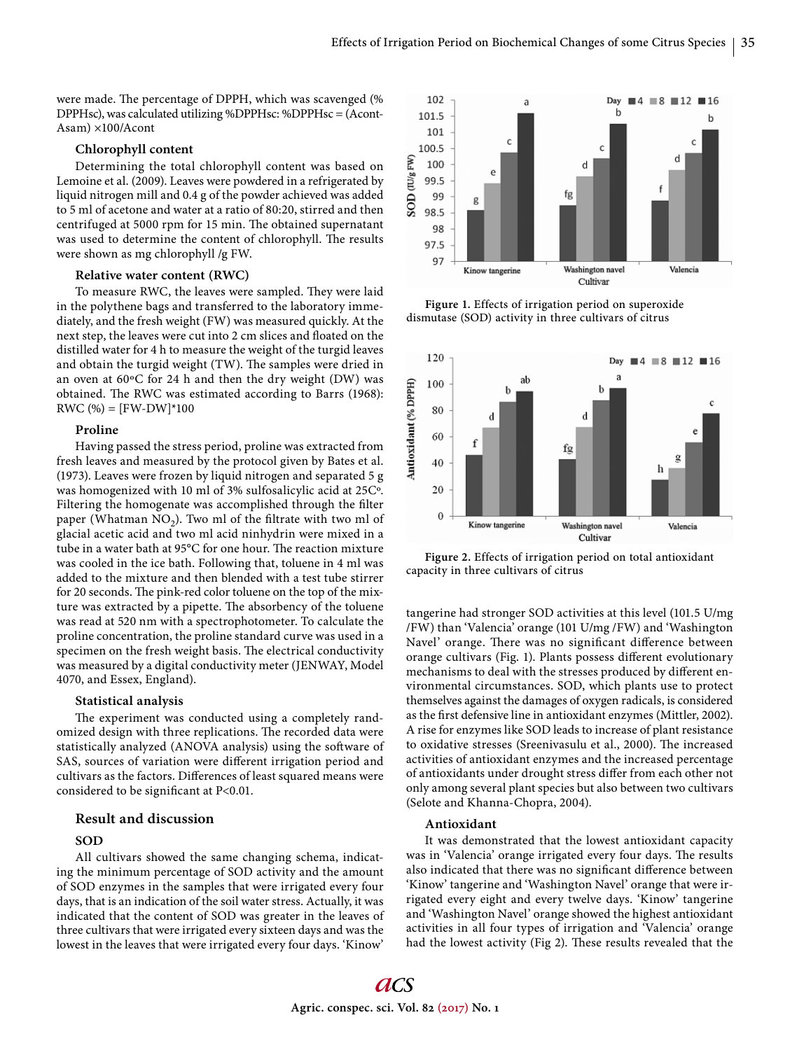were made. The percentage of DPPH, which was scavenged (% DPPHsc), was calculated utilizing %DPPHsc: %DPPHsc = (Acont-Asam) ×100/Acont

### Chlorophyll content

Determining the total chlorophyll content was based on Lemoine et al. (2009). Leaves were powdered in a refrigerated by liquid nitrogen mill and 0.4 g of the powder achieved was added to 5 ml of acetone and water at a ratio of 80:20, stirred and then centrifuged at 5000 rpm for 15 min. The obtained supernatant was used to determine the content of chlorophyll. The results were shown as mg chlorophyll /g FW.

### Relative water content (RWC)

To measure RWC, the leaves were sampled. They were laid in the polythene bags and transferred to the laboratory immediately, and the fresh weight (FW) was measured quickly. At the next step, the leaves were cut into 2 cm slices and floated on the distilled water for 4 h to measure the weight of the turgid leaves and obtain the turgid weight (TW). The samples were dried in an oven at 60ºC for 24 h and then the dry weight (DW) was obtained. The RWC was estimated according to Barrs (1968): RWC (%) = [FW-DW]*100

### Proline

Having passed the stress period, proline was extracted from fresh leaves and measured by the protocol given by Bates et al. (1973). Leaves were frozen by liquid nitrogen and separated 5 g was homogenized with 10 ml of 3% sulfosalicylic acid at 25Cº. Filtering the homogenate was accomplished through the filter paper (Whatman $NO_2$). Two ml of the filtrate with two ml of glacial acetic acid and two ml acid ninhydrin were mixed in a tube in a water bath at 95°C for one hour. The reaction mixture was cooled in the ice bath. Following that, toluene in 4 ml was added to the mixture and then blended with a test tube stirrer for 20 seconds. The pink-red color toluene on the top of the mixture was extracted by a pipette. The absorbency of the toluene was read at 520 nm with a spectrophotometer. To calculate the proline concentration, the proline standard curve was used in a specimen on the fresh weight basis. The electrical conductivity was measured by a digital conductivity meter (JENWAY, Model 4070, and Essex, England).

### Statistical analysis

The experiment was conducted using a completely randomized design with three replications. The recorded data were statistically analyzed (ANOVA analysis) using the software of SAS, sources of variation were different irrigation period and cultivars as the factors. Differences of least squared means were considered to be significant at P<0.01.

## Result and discussion

### SOD

All cultivars showed the same changing schema, indicating the minimum percentage of SOD activity and the amount of SOD enzymes in the samples that were irrigated every four days, that is an indication of the soil water stress. Actually, it was indicated that the content of SOD was greater in the leaves of three cultivars that were irrigated every sixteen days and was the lowest in the leaves that were irrigated every four days. 'Kinow' tangerine had stronger SOD activities at this level (101.5 U/mg /FW) than 'Valencia' orange (101 U/mg /FW) and 'Washington Navel' orange. There was no significant difference between orange cultivars (Fig. 1). Plants possess different evolutionary mechanisms to deal with the stresses produced by different environmental circumstances. SOD, which plants use to protect themselves against the damages of oxygen radicals, is considered as the first defensive line in antioxidant enzymes (Mittler, 2002). A rise for enzymes like SOD leads to increase of plant resistance to oxidative stresses (Sreenivasulu et al., 2000). The increased activities of antioxidant enzymes and the increased percentage of antioxidants under drought stress differ from each other not only among several plant species but also between two cultivars (Selote and Khanna-Chopra, 2004).

**Figure 1.** Effects of irrigation period on superoxide dismutase (SOD) activity in three cultivars of citrus

**Figure 2.** Effects of irrigation period on total antioxidant capacity in three cultivars of citrus

### Antioxidant

It was demonstrated that the lowest antioxidant capacity was in 'Valencia' orange irrigated every four days. The results also indicated that there was no significant difference between 'Kinow' tangerine and 'Washington Navel' orange that were irrigated every eight and every twelve days. 'Kinow' tangerine and 'Washington Navel' orange showed the highest antioxidant activities in all four types of irrigation and 'Valencia' orange had the lowest activity (Fig 2). These results revealed that the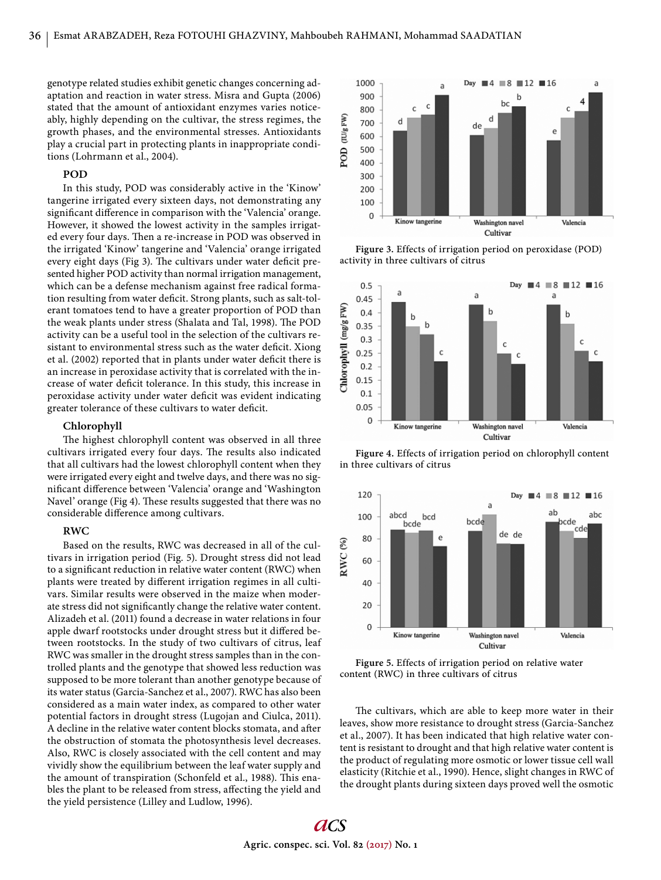genotype related studies exhibit genetic changes concerning adaptation and reaction in water stress. Misra and Gupta (2006) stated that the amount of antioxidant enzymes varies noticeably, highly depending on the cultivar, the stress regimes, the growth phases, and the environmental stresses. Antioxidants play a crucial part in protecting plants in inappropriate conditions (Lohrmann et al., 2004).

### POD

In this study, POD was considerably active in the 'Kinow' tangerine irrigated every sixteen days, not demonstrating any significant difference in comparison with the 'Valencia' orange. However, it showed the lowest activity in the samples irrigated every four days. Then a re-increase in POD was observed in the irrigated 'Kinow' tangerine and 'Valencia' orange irrigated every eight days (Fig 3). The cultivars under water deficit presented higher POD activity than normal irrigation management, which can be a defense mechanism against free radical formation resulting from water deficit. Strong plants, such as salt-tolerant tomatoes tend to have a greater proportion of POD than the weak plants under stress (Shalata and Tal, 1998). The POD activity can be a useful tool in the selection of the cultivars resistant to environmental stress such as the water deficit. Xiong et al. (2002) reported that in plants under water deficit there is an increase in peroxidase activity that is correlated with the increase of water deficit tolerance. In this study, this increase in peroxidase activity under water deficit was evident indicating greater tolerance of these cultivars to water deficit.

### Chlorophyll

The highest chlorophyll content was observed in all three cultivars irrigated every four days. The results also indicated that all cultivars had the lowest chlorophyll content when they were irrigated every eight and twelve days, and there was no significant difference between 'Valencia' orange and 'Washington Navel' orange (Fig 4). These results suggested that there was no considerable difference among cultivars.

### RWC

Based on the results, RWC was decreased in all of the cultivars in irrigation period (Fig. 5). Drought stress did not lead to a significant reduction in relative water content (RWC) when plants were treated by different irrigation regimes in all cultivars. Similar results were observed in the maize when moderate stress did not significantly change the relative water content. Alizadeh et al. (2011) found a decrease in water relations in four apple dwarf rootstocks under drought stress but it differed between rootstocks. In the study of two cultivars of citrus, leaf RWC was smaller in the drought stress samples than in the controlled plants and the genotype that showed less reduction was supposed to be more tolerant than another genotype because of its water status (Garcia-Sanchez et al., 2007). RWC has also been considered as a main water index, as compared to other water potential factors in drought stress (Lugojan and Ciulca, 2011). A decline in the relative water content blocks stomata, and after the obstruction of stomata the photosynthesis level decreases. Also, RWC is closely associated with the cell content and may vividly show the equilibrium between the leaf water supply and the amount of transpiration (Schonfeld et al., 1988). This enables the plant to be released from stress, affecting the yield and the yield persistence (Lilley and Ludlow, 1996).

**Figure 3.** Effects of irrigation period on peroxidase (POD) activity in three cultivars of citrus

**Figure 4.** Effects of irrigation period on chlorophyll content in three cultivars of citrus

**Figure 5.** Effects of irrigation period on relative water content (RWC) in three cultivars of citrus

The cultivars, which are able to keep more water in their leaves, show more resistance to drought stress (Garcia-Sanchez et al., 2007). It has been indicated that high relative water content is resistant to drought and that high relative water content is the product of regulating more osmotic or lower tissue cell wall elasticity (Ritchie et al., 1990). Hence, slight changes in RWC of the drought plants during sixteen days proved well the osmotic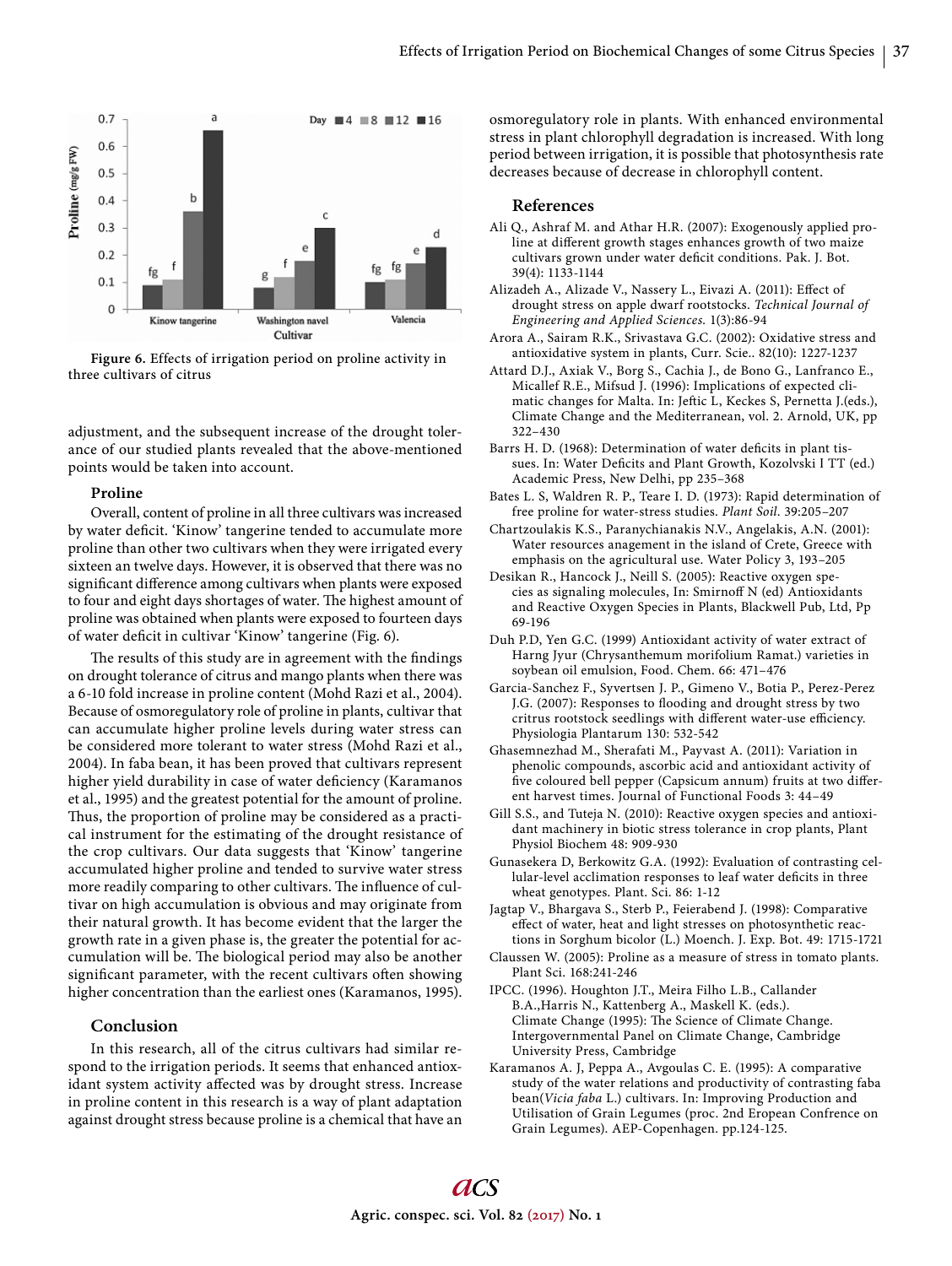Figure 6. Effects of irrigation period on proline activity in three cultivars of citrus

adjustment, and the subsequent increase of the drought tolerance of our studied plants revealed that the above-mentioned points would be taken into account.

### Proline

Overall, content of proline in all three cultivars was increased by water deficit. 'Kinow' tangerine tended to accumulate more proline than other two cultivars when they were irrigated every sixteen an twelve days. However, it is observed that there was no significant difference among cultivars when plants were exposed to four and eight days shortages of water. The highest amount of proline was obtained when plants were exposed to fourteen days of water deficit in cultivar 'Kinow' tangerine (Fig. 6).

The results of this study are in agreement with the findings on drought tolerance of citrus and mango plants when there was a 6-10 fold increase in proline content (Mohd Razi et al., 2004). Because of osmoregulatory role of proline in plants, cultivar that can accumulate higher proline levels during water stress can be considered more tolerant to water stress (Mohd Razi et al., 2004). In faba bean, it has been proved that cultivars represent higher yield durability in case of water deficiency (Karamanos et al., 1995) and the greatest potential for the amount of proline. Thus, the proportion of proline may be considered as a practical instrument for the estimating of the drought resistance of the crop cultivars. Our data suggests that 'Kinow' tangerine accumulated higher proline and tended to survive water stress more readily comparing to other cultivars. The influence of cultivar on high accumulation is obvious and may originate from their natural growth. It has become evident that the larger the growth rate in a given phase is, the greater the potential for accumulation will be. The biological period may also be another significant parameter, with the recent cultivars often showing higher concentration than the earliest ones (Karamanos, 1995).

## Conclusion

In this research, all of the citrus cultivars had similar respond to the irrigation periods. It seems that enhanced antioxidant system activity affected was by drought stress. Increase in proline content in this research is a way of plant adaptation against drought stress because proline is a chemical that have an osmoregulatory role in plants. With enhanced environmental stress in plant chlorophyll degradation is increased. With long period between irrigation, it is possible that photosynthesis rate decreases because of decrease in chlorophyll content.

## References

Ali Q., Ashraf M. and Athar H.R. (2007): Exogenously applied proline at different growth stages enhances growth of two maize cultivars grown under water deficit conditions. Pak. J. Bot. 39(4): 1133-1144

Alizadeh A., Alizade V., Nassery L., Eivazi A. (2011): Effect of drought stress on apple dwarf rootstocks. *Technical Journal of Engineering and Applied Sciences.* 1(3):86-94

Arora A., Sairam R.K., Srivastava G.C. (2002): Oxidative stress and antioxidative system in plants, Curr. Scie.. 82(10): 1227-1237

Attard D.J., Axiak V., Borg S., Cachia J., de Bono G., Lanfranco E., Micallef R.E., Mifsud J. (1996): Implications of expected climatic changes for Malta. In: Jeftic L, Keckes S, Pernetta J.(eds.), Climate Change and the Mediterranean, vol. 2. Arnold, UK, pp 322–430

Barrs H. D. (1968): Determination of water deficits in plant tissues. In: Water Deficits and Plant Growth, Kozolvski I TT (ed.) Academic Press, New Delhi, pp 235–368

Bates L. S, Waldren R. P., Teare I. D. (1973): Rapid determination of free proline for water-stress studies. *Plant Soil.* 39:205–207

Chartzoulakis K.S., Paranychianakis N.V., Angelakis, A.N. (2001): Water resources anagement in the island of Crete, Greece with emphasis on the agricultural use. Water Policy 3, 193–205

Desikan R., Hancock J., Neill S. (2005): Reactive oxygen species as signaling molecules, In: Smirnoff N (ed) Antioxidants and Reactive Oxygen Species in Plants, Blackwell Pub, Ltd, Pp 69-196

Duh P.D, Yen G.C. (1999) Antioxidant activity of water extract of Harng Jyur (Chrysanthemum morifolium Ramat.) varieties in soybean oil emulsion, Food. Chem. 66: 471–476

Garcia-Sanchez F., Syvertsen J. P., Gimeno V., Botia P., Perez-Perez J.G. (2007): Responses to flooding and drought stress by two critrus rootstock seedlings with different water-use efficiency. Physiologia Plantarum 130: 532-542

Ghasemnezhad M., Sherafati M., Payvast A. (2011): Variation in phenolic compounds, ascorbic acid and antioxidant activity of five coloured bell pepper (Capsicum annum) fruits at two different harvest times. Journal of Functional Foods 3: 44–49

Gill S.S., and Tuteja N. (2010): Reactive oxygen species and antioxidant machinery in biotic stress tolerance in crop plants, Plant Physiol Biochem 48: 909-930

Gunasekera D, Berkowitz G.A. (1992): Evaluation of contrasting cellular-level acclimation responses to leaf water deficits in three wheat genotypes. Plant. Sci. 86: 1-12

Jagtap V., Bhargava S., Sterb P., Feierabend J. (1998): Comparative effect of water, heat and light stresses on photosynthetic reactions in Sorghum bicolor (L.) Moench. J. Exp. Bot. 49: 1715-1721

Claussen W. (2005): Proline as a measure of stress in tomato plants. Plant Sci. 168:241-246

IPCC. (1996). Houghton J.T., Meira Filho L.B., Callander B.A.,Harris N., Kattenberg A., Maskell K. (eds.). Climate Change (1995): The Science of Climate Change. Intergovernmental Panel on Climate Change, Cambridge University Press, Cambridge

Karamanos A. J, Peppa A., Avgoulas C. E. (1995): A comparative study of the water relations and productivity of contrasting faba bean(*Vicia faba* L.) cultivars. In: Improving Production and Utilisation of Grain Legumes (proc. 2nd Eropean Confrence on Grain Legumes). AEP-Copenhagen. pp.124-125.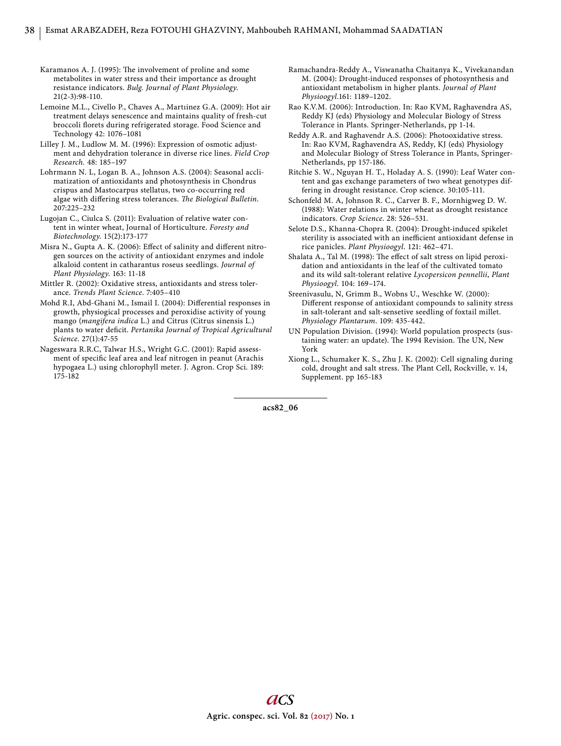Karamanos A. J. (1995): The involvement of proline and some metabolites in water stress and their importance as drought resistance indicators. *Bulg. Journal of Plant Physiology*. 21(2-3):98-110.

Lemoine M.L., Civello P., Chaves A., Martıinez G.A. (2009): Hot air treatment delays senescence and maintains quality of fresh-cut broccoli florets during refrigerated storage. Food Science and Technology 42: 1076–1081

Lilley J. M., Ludlow M. M. (1996): Expression of osmotic adjustment and dehydration tolerance in diverse rice lines. *Field Crop Research*. 48: 185–197

Lohrmann N. L, Logan B. A., Johnson A.S. (2004): Seasonal acclimatization of antioxidants and photosynthesis in Chondrus crispus and Mastocarpus stellatus, two co-occurring red algae with differing stress tolerances. *The Biological Bulletin*. 207:225–232

Lugojan C., Ciulca S. (2011): Evaluation of relative water content in winter wheat, Journal of Horticulture. *Foresty and Biotechnology*. 15(2):173-177

Misra N., Gupta A. K. (2006): Effect of salinity and different nitrogen sources on the activity of antioxidant enzymes and indole alkaloid content in catharantus roseus seedlings. *Journal of Plant Physiology*. 163: 11-18

Mittler R. (2002): Oxidative stress, antioxidants and stress tolerance. *Trends Plant Science*. 7:405–410

Mohd R.I, Abd-Ghani M., Ismail I. (2004): Differential responses in growth, physiogical processes and peroxidise activity of young mango (*mangifera indica* L.) and Citrus (Citrus sinensis L.) plants to water deficit. *Pertanika Journal of Tropical Agricultural Science*. 27(1):47-55

Nageswara R.R.C, Talwar H.S., Wright G.C. (2001): Rapid assessment of specific leaf area and leaf nitrogen in peanut (Arachis hypogaea L.) using chlorophyll meter. J. Agron. Crop Sci. 189: 175-182

Ramachandra-Reddy A., Viswanatha Chaitanya K., Vivekanandan M. (2004): Drought-induced responses of photosynthesis and antioxidant metabolism in higher plants. *Journal of Plant Physioogyl*.161: 1189–1202.

Rao K.V.M. (2006): Introduction. In: Rao KVM, Raghavendra AS, Reddy KJ (eds) Physiology and Molecular Biology of Stress Tolerance in Plants. Springer-Netherlands, pp 1-14.

Reddy A.R. and Raghavendr A.S. (2006): Photooxidative stress. In: Rao KVM, Raghavendra AS, Reddy, KJ (eds) Physiology and Molecular Biology of Stress Tolerance in Plants, Springer-Netherlands, pp 157-186.

Ritchie S. W., Nguyan H. T., Holaday A. S. (1990): Leaf Water content and gas exchange parameters of two wheat genotypes differing in drought resistance. Crop science. 30:105-111.

Schonfeld M. A, Johnson R. C., Carver B. F., Mornhigweg D. W. (1988): Water relations in winter wheat as drought resistance indicators. *Crop Science*. 28: 526–531.

Selote D.S., Khanna-Chopra R. (2004): Drought-induced spikelet sterility is associated with an inefficient antioxidant defense in rice panicles. *Plant Physioogyl*. 121: 462–471.

Shalata A., Tal M. (1998): The effect of salt stress on lipid peroxidation and antioxidants in the leaf of the cultivated tomato and its wild salt-tolerant relative *Lycopersicon pennellii*, *Plant Physioogyl*. 104: 169–174.

Sreenivasulu, N, Grimm B., Wobns U., Weschke W. (2000): Different response of antioxidant compounds to salinity stress in salt-tolerant and salt-sensetive seedling of foxtail millet. *Physiology Plantarum*. 109: 435-442.

UN Population Division. (1994): World population prospects (sustaining water: an update). The 1994 Revision. The UN, New York

Xiong L., Schumaker K. S., Zhu J. K. (2002): Cell signaling during cold, drought and salt stress. The Plant Cell, Rockville, v. 14, Supplement. pp 165-183

**acs82_06**